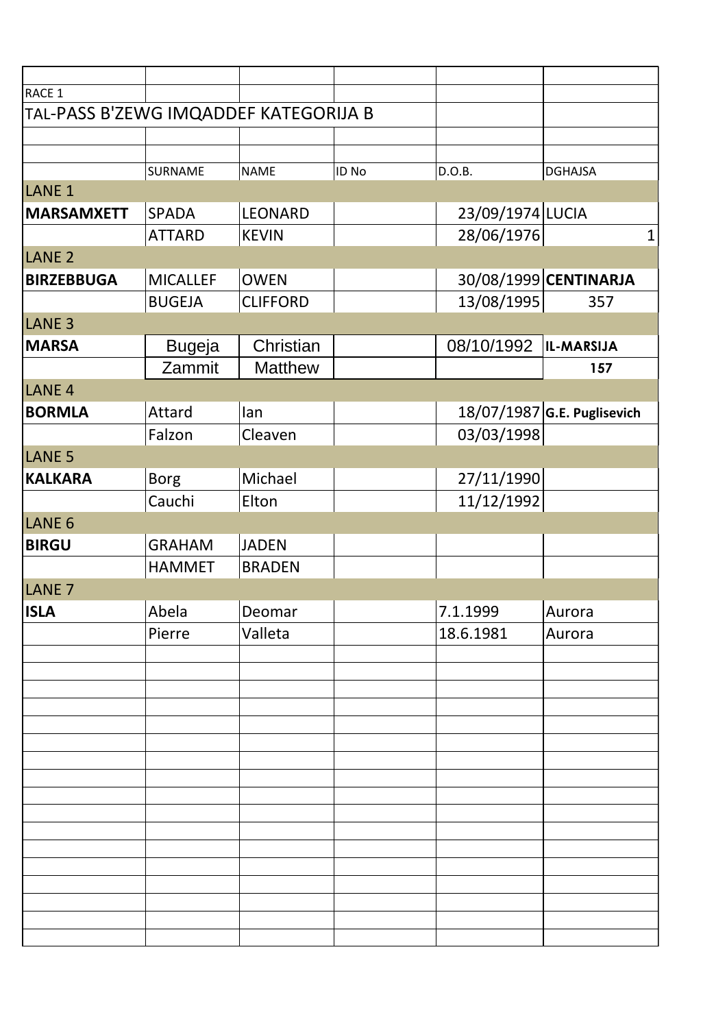RACE 1

TAL-PASS B'ZEWG IMQADDEF KATEGORIJA B

| | SURNAME | NAME | ID No | D.O.B. | DGHAJSA |
|---|---|---|---|---|---|
| LANE 1 | | | | | |
| **MARSAMXETT** | SPADA | LEONARD | | 23/09/1974 | LUCIA |
| | ATTARD | KEVIN | | 28/06/1976 | 1 |
| LANE 2 | | | | | |
| **BIRZEBBUGA** | MICALLEF | OWEN | | 30/08/1999 | **CENTINARJA** |
| | BUGEJA | CLIFFORD | | 13/08/1995 | 357 |
| LANE 3 | | | | | |
| **MARSA** | Bugeja | Christian | | 08/10/1992 | **IL-MARSIJA** |
| | Zammit | Matthew | | | **157** |
| LANE 4 | | | | | |
| **BORMLA** | Attard | Ian | | 18/07/1987 | **G.E. Puglisevich** |
| | Falzon | Cleaven | | 03/03/1998 | |
| LANE 5 | | | | | |
| **KALKARA** | Borg | Michael | | 27/11/1990 | |
| | Cauchi | Elton | | 11/12/1992 | |
| LANE 6 | | | | | |
| **BIRGU** | GRAHAM | JADEN | | | |
| | HAMMET | BRADEN | | | |
| LANE 7 | | | | | |
| **ISLA** | Abela | Deomar | | 7.1.1999 | Aurora |
| | Pierre | Valleta | | 18.6.1981 | Aurora |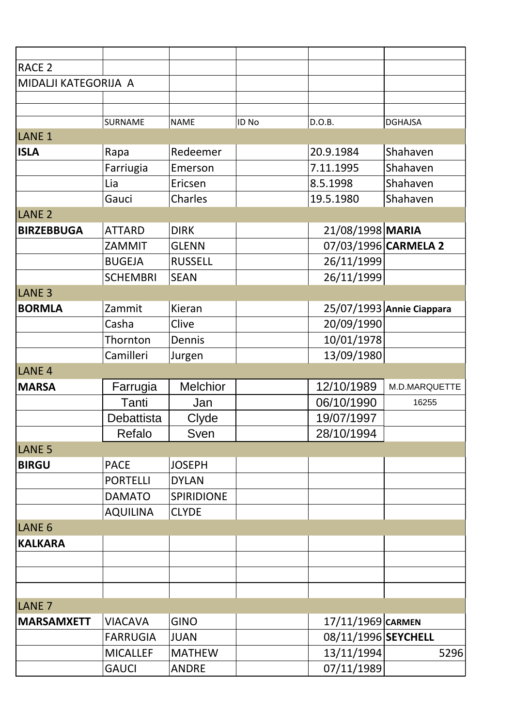RACE 2

MIDALJI KATEGORIJA A

| | SURNAME | NAME | ID No | D.O.B. | DGHAJSA |
|---|---|---|---|---|---|
| LANE 1 | | | | | |
| **ISLA** | Rapa | Redeemer | | 20.9.1984 | Shahaven |
| | Farriugia | Emerson | | 7.11.1995 | Shahaven |
| | Lia | Ericsen | | 8.5.1998 | Shahaven |
| | Gauci | Charles | | 19.5.1980 | Shahaven |
| LANE 2 | | | | | |
| **BIRZEBBUGA** | ATTARD | DIRK | | 21/08/1998 | **MARIA** |
| | ZAMMIT | GLENN | | 07/03/1996 | **CARMELA 2** |
| | BUGEJA | RUSSELL | | 26/11/1999 | |
| | SCHEMBRI | SEAN | | 26/11/1999 | |
| LANE 3 | | | | | |
| **BORMLA** | Zammit | Kieran | | 25/07/1993 | **Annie Ciappara** |
| | Casha | Clive | | 20/09/1990 | |
| | Thornton | Dennis | | 10/01/1978 | |
| | Camilleri | Jurgen | | 13/09/1980 | |
| LANE 4 | | | | | |
| **MARSA** | Farrugia | Melchior | | 12/10/1989 | M.D.MARQUETTE |
| | Tanti | Jan | | 06/10/1990 | 16255 |
| | Debattista | Clyde | | 19/07/1997 | |
| | Refalo | Sven | | 28/10/1994 | |
| LANE 5 | | | | | |
| **BIRGU** | PACE | JOSEPH | | | |
| | PORTELLI | DYLAN | | | |
| | DAMATO | SPIRIDIONE | | | |
| | AQUILINA | CLYDE | | | |
| LANE 6 | | | | | |
| **KALKARA** | | | | | |
| | | | | | |
| | | | | | |
| | | | | | |
| LANE 7 | | | | | |
| **MARSAMXETT** | VIACAVA | GINO | | 17/11/1969 | **CARMEN** |
| | FARRUGIA | JUAN | | 08/11/1996 | **SEYCHELL** |
| | MICALLEF | MATHEW | | 13/11/1994 | 5296 |
| | GAUCI | ANDRE | | 07/11/1989 | |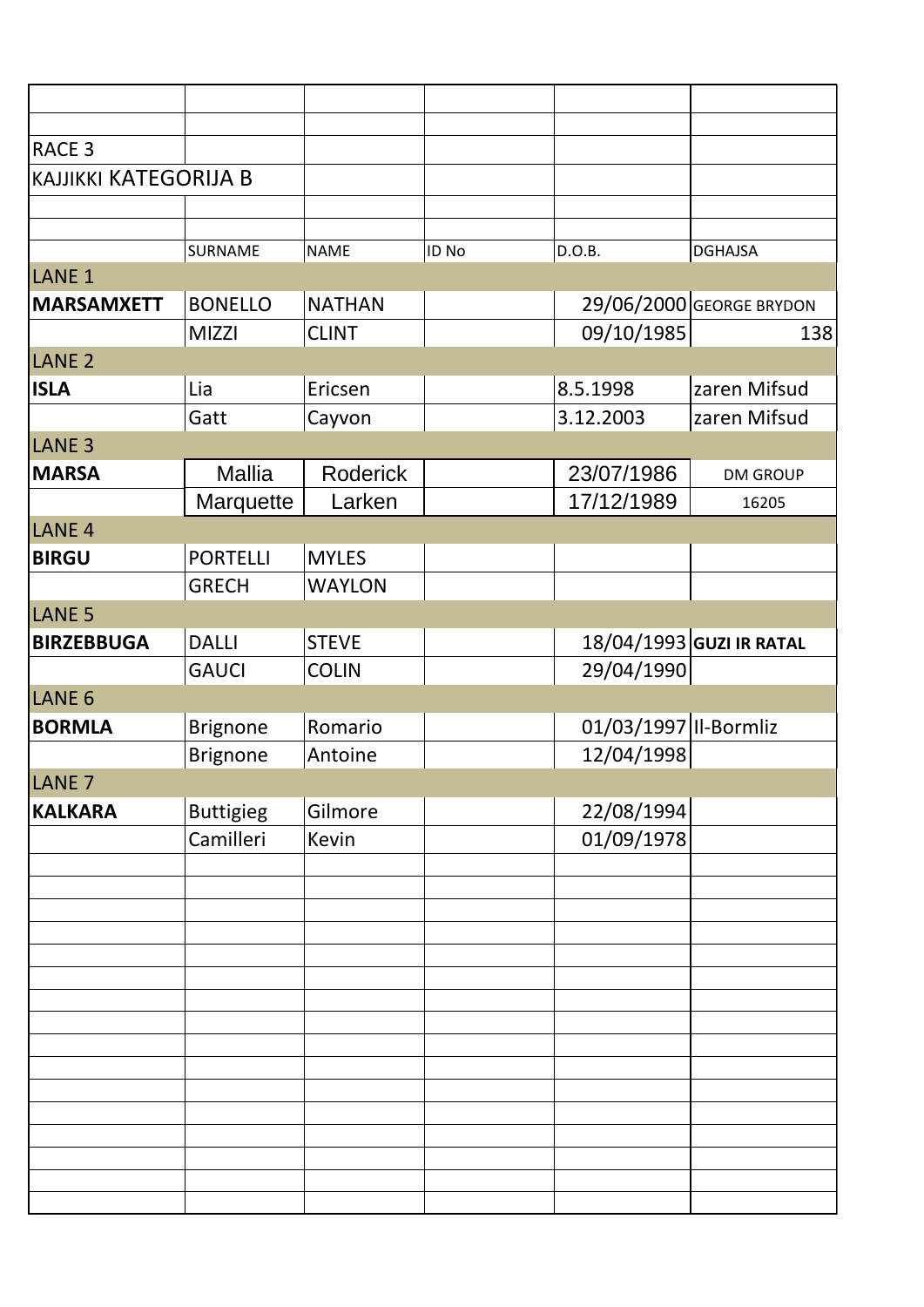RACE 3

KAJJIKKI KATEGORIJA B

| | SURNAME | NAME | ID No | D.O.B. | DGHAJSA |
|---|---|---|---|---|---|
| LANE 1 | | | | | |
| **MARSAMXETT** | BONELLO | NATHAN | | 29/06/2000 | GEORGE BRYDON |
| | MIZZI | CLINT | | 09/10/1985 | 138 |
| LANE 2 | | | | | |
| **ISLA** | Lia | Ericsen | | 8.5.1998 | zaren Mifsud |
| | Gatt | Cayvon | | 3.12.2003 | zaren Mifsud |
| LANE 3 | | | | | |
| **MARSA** | Mallia | Roderick | | 23/07/1986 | DM GROUP |
| | Marquette | Larken | | 17/12/1989 | 16205 |
| LANE 4 | | | | | |
| **BIRGU** | PORTELLI | MYLES | | | |
| | GRECH | WAYLON | | | |
| LANE 5 | | | | | |
| **BIRZEBBUGA** | DALLI | STEVE | | 18/04/1993 | **GUZI IR RATAL** |
| | GAUCI | COLIN | | 29/04/1990 | |
| LANE 6 | | | | | |
| **BORMLA** | Brignone | Romario | | 01/03/1997 | Il-Bormliz |
| | Brignone | Antoine | | 12/04/1998 | |
| LANE 7 | | | | | |
| **KALKARA** | Buttigieg | Gilmore | | 22/08/1994 | |
| | Camilleri | Kevin | | 01/09/1978 | |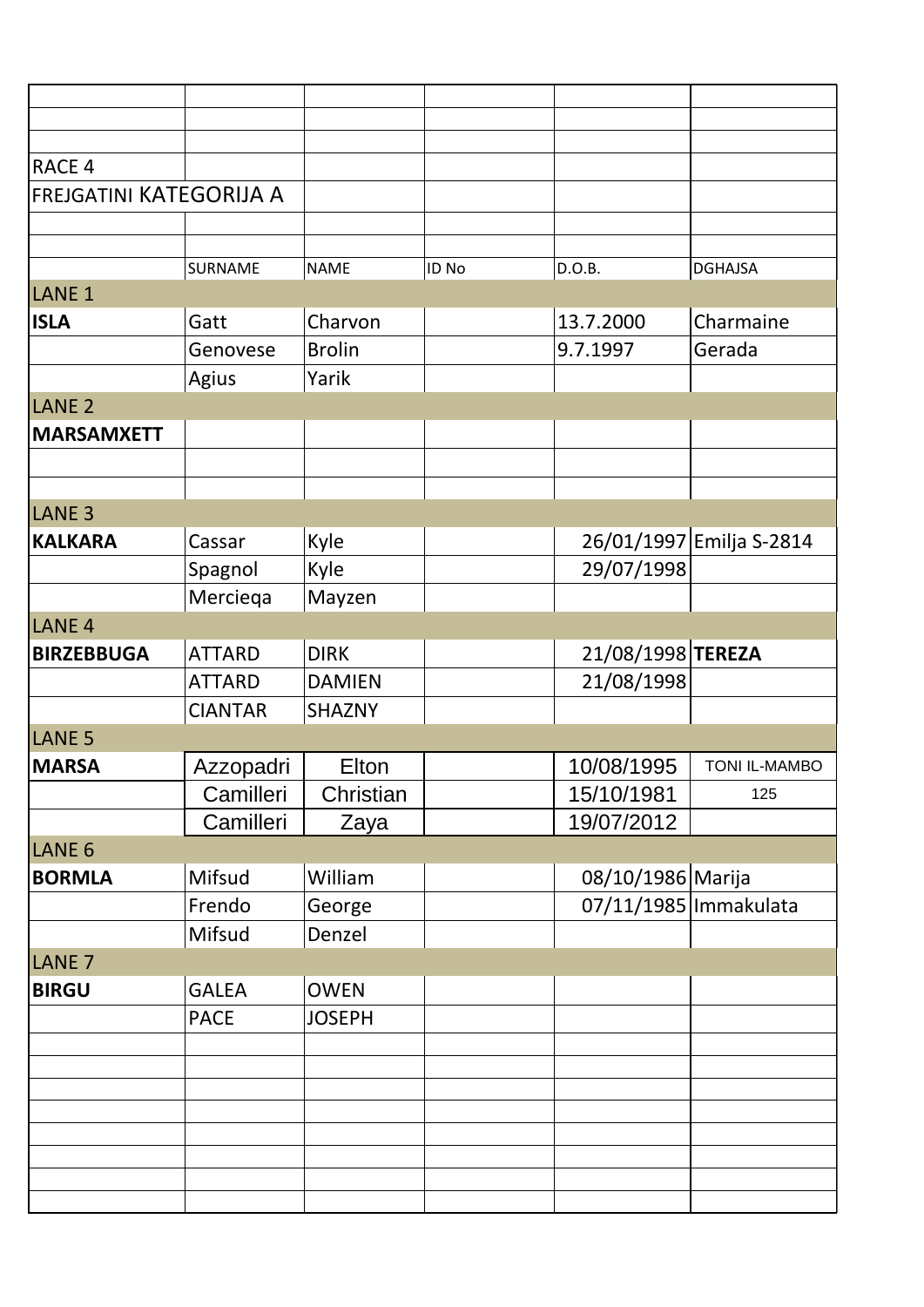RACE 4

FREJGATINI KATEGORIJA A

| | SURNAME | NAME | ID No | D.O.B. | DGHAJSA |
|---|---|---|---|---|---|
| LANE 1 | | | | | |
| **ISLA** | Gatt | Charvon | | 13.7.2000 | Charmaine |
| | Genovese | Brolin | | 9.7.1997 | Gerada |
| | Agius | Yarik | | | |
| LANE 2 | | | | | |
| **MARSAMXETT** | | | | | |
| | | | | | |
| | | | | | |
| LANE 3 | | | | | |
| **KALKARA** | Cassar | Kyle | | 26/01/1997 | Emilja S-2814 |
| | Spagnol | Kyle | | 29/07/1998 | |
| | Mercieqa | Mayzen | | | |
| LANE 4 | | | | | |
| **BIRZEBBUGA** | ATTARD | DIRK | | 21/08/1998 | **TEREZA** |
| | ATTARD | DAMIEN | | 21/08/1998 | |
| | CIANTAR | SHAZNY | | | |
| LANE 5 | | | | | |
| **MARSA** | Azzopadri | Elton | | 10/08/1995 | TONI IL-MAMBO |
| | Camilleri | Christian | | 15/10/1981 | 125 |
| | Camilleri | Zaya | | 19/07/2012 | |
| LANE 6 | | | | | |
| **BORMLA** | Mifsud | William | | 08/10/1986 | Marija |
| | Frendo | George | | 07/11/1985 | Immakulata |
| | Mifsud | Denzel | | | |
| LANE 7 | | | | | |
| **BIRGU** | GALEA | OWEN | | | |
| | PACE | JOSEPH | | | |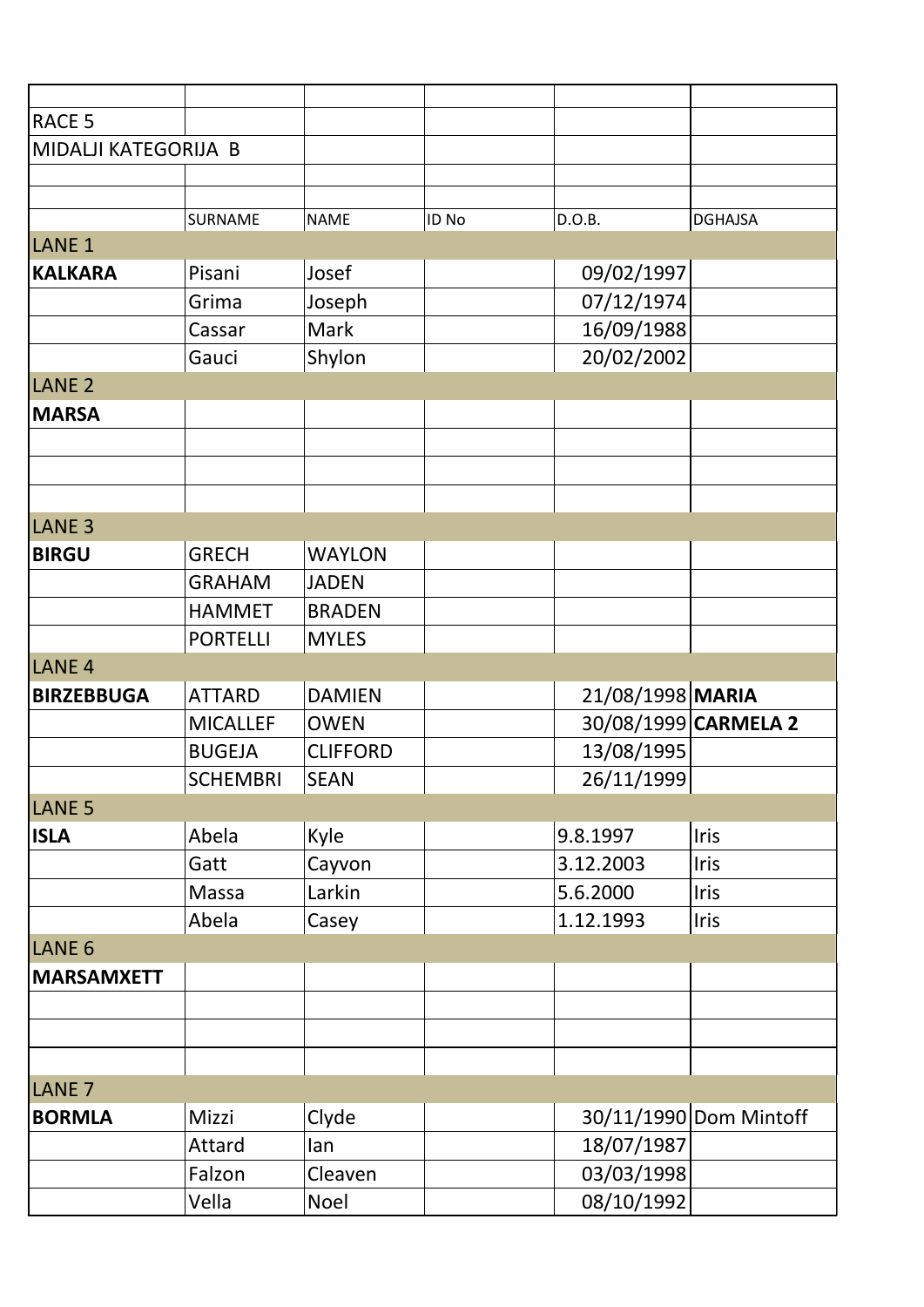| | | | | | |
|---|---|---|---|---|---|
| RACE 5 | | | | | |
| MIDALJI KATEGORIJA B | | | | | |
| | | | | | |
| | | | | | |
| | SURNAME | NAME | ID No | D.O.B. | DGHAJSA |
| LANE 1 | | | | | |
| **KALKARA** | Pisani | Josef | | 09/02/1997 | |
| | Grima | Joseph | | 07/12/1974 | |
| | Cassar | Mark | | 16/09/1988 | |
| | Gauci | Shylon | | 20/02/2002 | |
| LANE 2 | | | | | |
| **MARSA** | | | | | |
| | | | | | |
| | | | | | |
| | | | | | |
| LANE 3 | | | | | |
| **BIRGU** | GRECH | WAYLON | | | |
| | GRAHAM | JADEN | | | |
| | HAMMET | BRADEN | | | |
| | PORTELLI | MYLES | | | |
| LANE 4 | | | | | |
| **BIRZEBBUGA** | ATTARD | DAMIEN | | 21/08/1998 | **MARIA** |
| | MICALLEF | OWEN | | 30/08/1999 | **CARMELA 2** |
| | BUGEJA | CLIFFORD | | 13/08/1995 | |
| | SCHEMBRI | SEAN | | 26/11/1999 | |
| LANE 5 | | | | | |
| **ISLA** | Abela | Kyle | | 9.8.1997 | Iris |
| | Gatt | Cayvon | | 3.12.2003 | Iris |
| | Massa | Larkin | | 5.6.2000 | Iris |
| | Abela | Casey | | 1.12.1993 | Iris |
| LANE 6 | | | | | |
| **MARSAMXETT** | | | | | |
| | | | | | |
| | | | | | |
| | | | | | |
| LANE 7 | | | | | |
| **BORMLA** | Mizzi | Clyde | | 30/11/1990 | Dom Mintoff |
| | Attard | Ian | | 18/07/1987 | |
| | Falzon | Cleaven | | 03/03/1998 | |
| | Vella | Noel | | 08/10/1992 | |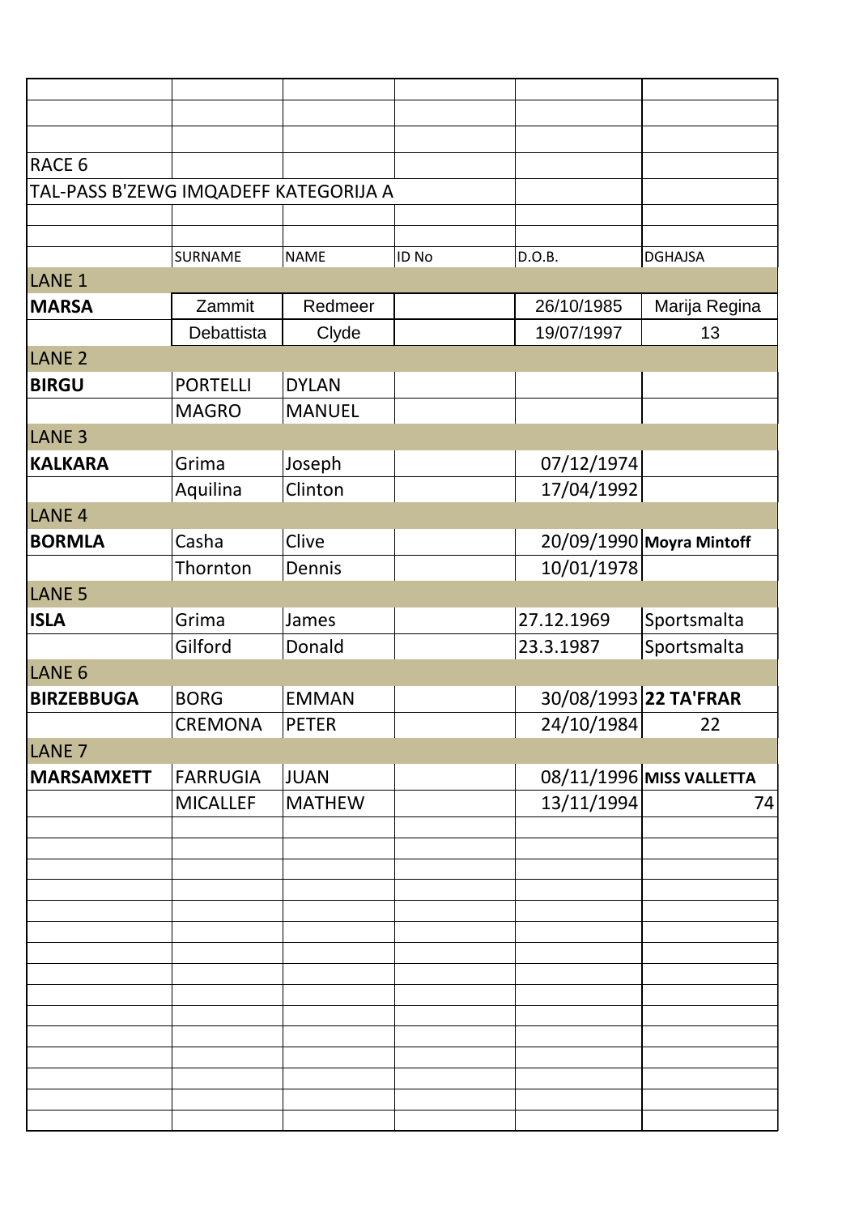RACE 6

TAL-PASS B'ZEWG IMQADEFF KATEGORIJA A

| | SURNAME | NAME | ID No | D.O.B. | DGHAJSA |
|---|---|---|---|---|---|
| LANE 1 | | | | | |
| **MARSA** | Zammit | Redmeer | | 26/10/1985 | Marija Regina |
| | Debattista | Clyde | | 19/07/1997 | 13 |
| LANE 2 | | | | | |
| **BIRGU** | PORTELLI | DYLAN | | | |
| | MAGRO | MANUEL | | | |
| LANE 3 | | | | | |
| **KALKARA** | Grima | Joseph | | 07/12/1974 | |
| | Aquilina | Clinton | | 17/04/1992 | |
| LANE 4 | | | | | |
| **BORMLA** | Casha | Clive | | 20/09/1990 | **Moyra Mintoff** |
| | Thornton | Dennis | | 10/01/1978 | |
| LANE 5 | | | | | |
| **ISLA** | Grima | James | | 27.12.1969 | Sportsmalta |
| | Gilford | Donald | | 23.3.1987 | Sportsmalta |
| LANE 6 | | | | | |
| **BIRZEBBUGA** | BORG | EMMAN | | 30/08/1993 | **22 TA'FRAR** |
| | CREMONA | PETER | | 24/10/1984 | 22 |
| LANE 7 | | | | | |
| **MARSAMXETT** | FARRUGIA | JUAN | | 08/11/1996 | **MISS VALLETTA** |
| | MICALLEF | MATHEW | | 13/11/1994 | 74 |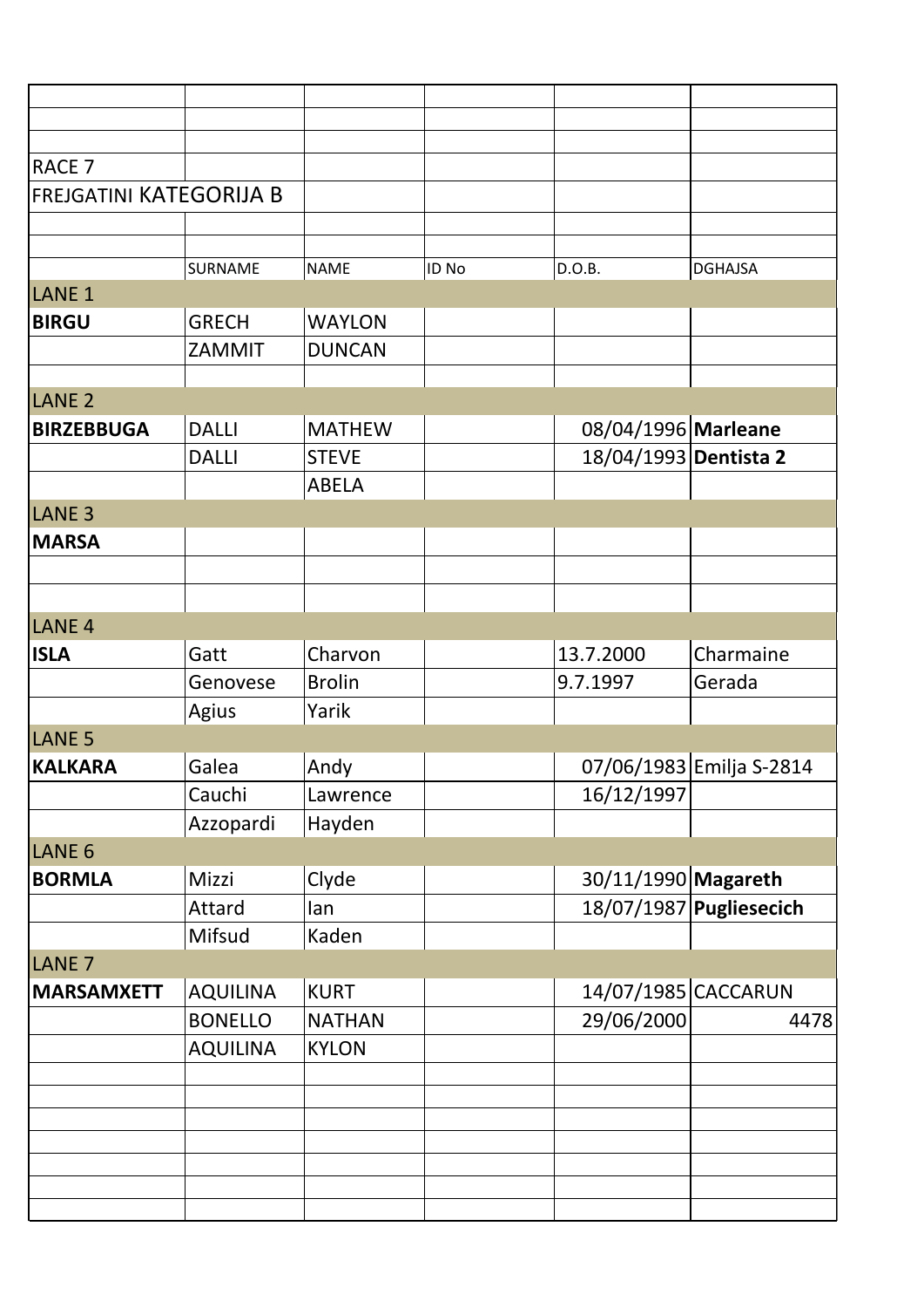RACE 7

FREJGATINI KATEGORIJA B

| | SURNAME | NAME | ID No | D.O.B. | DGHAJSA |
|---|---|---|---|---|---|
| LANE 1 | | | | | |
| **BIRGU** | GRECH | WAYLON | | | |
| | ZAMMIT | DUNCAN | | | |
| | | | | | |
| LANE 2 | | | | | |
| **BIRZEBBUGA** | DALLI | MATHEW | | 08/04/1996 | **Marleane** |
| | DALLI | STEVE | | 18/04/1993 | **Dentista 2** |
| | | ABELA | | | |
| LANE 3 | | | | | |
| **MARSA** | | | | | |
| | | | | | |
| | | | | | |
| LANE 4 | | | | | |
| **ISLA** | Gatt | Charvon | | 13.7.2000 | Charmaine |
| | Genovese | Brolin | | 9.7.1997 | Gerada |
| | Agius | Yarik | | | |
| LANE 5 | | | | | |
| **KALKARA** | Galea | Andy | | 07/06/1983 | Emilja S-2814 |
| | Cauchi | Lawrence | | 16/12/1997 | |
| | Azzopardi | Hayden | | | |
| LANE 6 | | | | | |
| **BORMLA** | Mizzi | Clyde | | 30/11/1990 | **Magareth** |
| | Attard | Ian | | 18/07/1987 | **Pugliesecich** |
| | Mifsud | Kaden | | | |
| LANE 7 | | | | | |
| **MARSAMXETT** | AQUILINA | KURT | | 14/07/1985 | CACCARUN |
| | BONELLO | NATHAN | | 29/06/2000 | 4478 |
| | AQUILINA | KYLON | | | |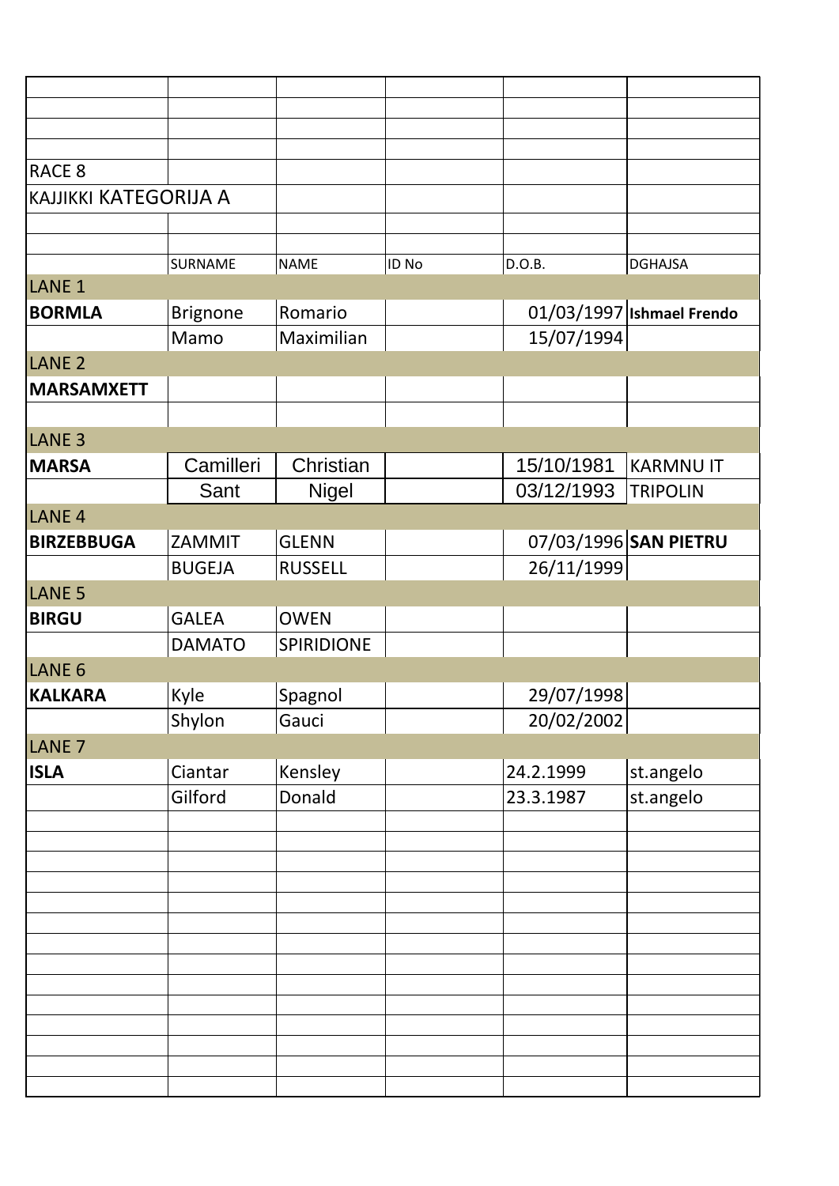RACE 8

KAJJIKKI KATEGORIJA A

| | SURNAME | NAME | ID No | D.O.B. | DGHAJSA |
|---|---|---|---|---|---|
| LANE 1 | | | | | |
| **BORMLA** | Brignone | Romario | | 01/03/1997 | **Ishmael Frendo** |
| | Mamo | Maximilian | | 15/07/1994 | |
| LANE 2 | | | | | |
| **MARSAMXETT** | | | | | |
| | | | | | |
| LANE 3 | | | | | |
| **MARSA** | Camilleri | Christian | | 15/10/1981 | KARMNU IT |
| | Sant | Nigel | | 03/12/1993 | TRIPOLIN |
| LANE 4 | | | | | |
| **BIRZEBBUGA** | ZAMMIT | GLENN | | 07/03/1996 | **SAN PIETRU** |
| | BUGEJA | RUSSELL | | 26/11/1999 | |
| LANE 5 | | | | | |
| **BIRGU** | GALEA | OWEN | | | |
| | DAMATO | SPIRIDIONE | | | |
| LANE 6 | | | | | |
| **KALKARA** | Kyle | Spagnol | | 29/07/1998 | |
| | Shylon | Gauci | | 20/02/2002 | |
| LANE 7 | | | | | |
| **ISLA** | Ciantar | Kensley | | 24.2.1999 | st.angelo |
| | Gilford | Donald | | 23.3.1987 | st.angelo |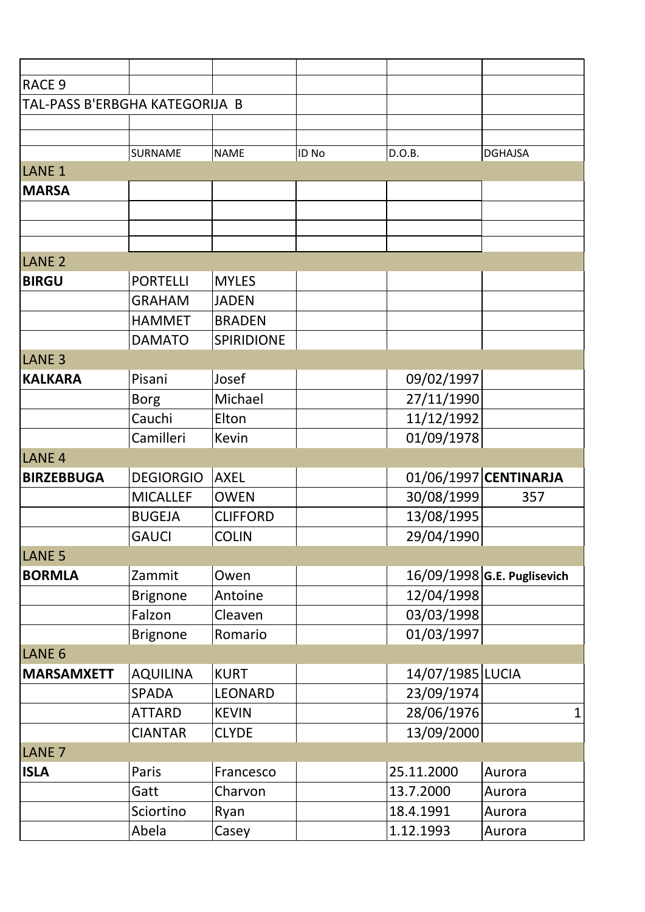| | | | | | |
|---|---|---|---|---|---|
| RACE 9 | | | | | |
| TAL-PASS B'ERBGHA KATEGORIJA B | | | | | |
| | | | | | |
| | | | | | |
| | SURNAME | NAME | ID No | D.O.B. | DGHAJSA |
| LANE 1 | | | | | |
| **MARSA** | | | | | |
| | | | | | |
| | | | | | |
| | | | | | |
| LANE 2 | | | | | |
| **BIRGU** | PORTELLI | MYLES | | | |
| | GRAHAM | JADEN | | | |
| | HAMMET | BRADEN | | | |
| | DAMATO | SPIRIDIONE | | | |
| LANE 3 | | | | | |
| **KALKARA** | Pisani | Josef | | 09/02/1997 | |
| | Borg | Michael | | 27/11/1990 | |
| | Cauchi | Elton | | 11/12/1992 | |
| | Camilleri | Kevin | | 01/09/1978 | |
| LANE 4 | | | | | |
| **BIRZEBBUGA** | DEGIORGIO | AXEL | | 01/06/1997 | **CENTINARJA** |
| | MICALLEF | OWEN | | 30/08/1999 | 357 |
| | BUGEJA | CLIFFORD | | 13/08/1995 | |
| | GAUCI | COLIN | | 29/04/1990 | |
| LANE 5 | | | | | |
| **BORMLA** | Zammit | Owen | | 16/09/1998 | **G.E. Puglisevich** |
| | Brignone | Antoine | | 12/04/1998 | |
| | Falzon | Cleaven | | 03/03/1998 | |
| | Brignone | Romario | | 01/03/1997 | |
| LANE 6 | | | | | |
| **MARSAMXETT** | AQUILINA | KURT | | 14/07/1985 | LUCIA |
| | SPADA | LEONARD | | 23/09/1974 | |
| | ATTARD | KEVIN | | 28/06/1976 | 1 |
| | CIANTAR | CLYDE | | 13/09/2000 | |
| LANE 7 | | | | | |
| **ISLA** | Paris | Francesco | | 25.11.2000 | Aurora |
| | Gatt | Charvon | | 13.7.2000 | Aurora |
| | Sciortino | Ryan | | 18.4.1991 | Aurora |
| | Abela | Casey | | 1.12.1993 | Aurora |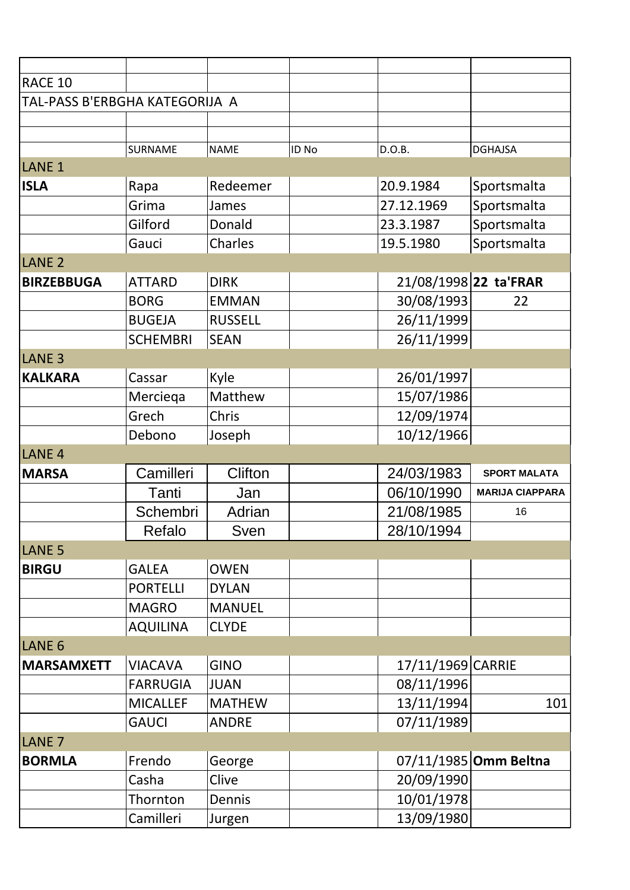RACE 10

TAL-PASS B'ERBGHA KATEGORIJA A

| | SURNAME | NAME | ID No | D.O.B. | DGHAJSA |
|---|---|---|---|---|---|
| LANE 1 | | | | | |
| **ISLA** | Rapa | Redeemer | | 20.9.1984 | Sportsmalta |
| | Grima | James | | 27.12.1969 | Sportsmalta |
| | Gilford | Donald | | 23.3.1987 | Sportsmalta |
| | Gauci | Charles | | 19.5.1980 | Sportsmalta |
| LANE 2 | | | | | |
| **BIRZEBBUGA** | ATTARD | DIRK | | 21/08/1998 | **22 ta'FRAR** |
| | BORG | EMMAN | | 30/08/1993 | 22 |
| | BUGEJA | RUSSELL | | 26/11/1999 | |
| | SCHEMBRI | SEAN | | 26/11/1999 | |
| LANE 3 | | | | | |
| **KALKARA** | Cassar | Kyle | | 26/01/1997 | |
| | Mercieqa | Matthew | | 15/07/1986 | |
| | Grech | Chris | | 12/09/1974 | |
| | Debono | Joseph | | 10/12/1966 | |
| LANE 4 | | | | | |
| **MARSA** | Camilleri | Clifton | | 24/03/1983 | **SPORT MALATA** |
| | Tanti | Jan | | 06/10/1990 | **MARIJA CIAPPARA** |
| | Schembri | Adrian | | 21/08/1985 | 16 |
| | Refalo | Sven | | 28/10/1994 | |
| LANE 5 | | | | | |
| **BIRGU** | GALEA | OWEN | | | |
| | PORTELLI | DYLAN | | | |
| | MAGRO | MANUEL | | | |
| | AQUILINA | CLYDE | | | |
| LANE 6 | | | | | |
| **MARSAMXETT** | VIACAVA | GINO | | 17/11/1969 | CARRIE |
| | FARRUGIA | JUAN | | 08/11/1996 | |
| | MICALLEF | MATHEW | | 13/11/1994 | 101 |
| | GAUCI | ANDRE | | 07/11/1989 | |
| LANE 7 | | | | | |
| **BORMLA** | Frendo | George | | 07/11/1985 | **Omm Beltna** |
| | Casha | Clive | | 20/09/1990 | |
| | Thornton | Dennis | | 10/01/1978 | |
| | Camilleri | Jurgen | | 13/09/1980 | |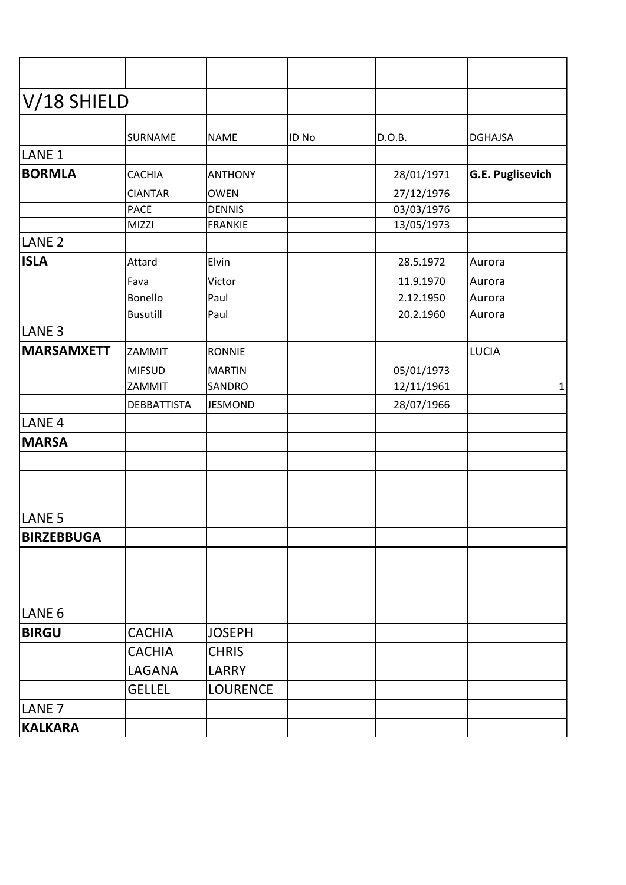# V/18 SHIELD

| | SURNAME | NAME | ID No | D.O.B. | DGHAJSA |
|---|---|---|---|---|---|
| LANE 1 | | | | | |
| **BORMLA** | CACHIA | ANTHONY | | 28/01/1971 | **G.E. Puglisevich** |
| | CIANTAR | OWEN | | 27/12/1976 | |
| | PACE | DENNIS | | 03/03/1976 | |
| | MIZZI | FRANKIE | | 13/05/1973 | |
| LANE 2 | | | | | |
| **ISLA** | Attard | Elvin | | 28.5.1972 | Aurora |
| | Fava | Victor | | 11.9.1970 | Aurora |
| | Bonello | Paul | | 2.12.1950 | Aurora |
| | Busutill | Paul | | 20.2.1960 | Aurora |
| LANE 3 | | | | | |
| **MARSAMXETT** | ZAMMIT | RONNIE | | | LUCIA |
| | MIFSUD | MARTIN | | 05/01/1973 | |
| | ZAMMIT | SANDRO | | 12/11/1961 | 1 |
| | DEBBATTISTA | JESMOND | | 28/07/1966 | |
| LANE 4 | | | | | |
| **MARSA** | | | | | |
| | | | | | |
| | | | | | |
| | | | | | |
| LANE 5 | | | | | |
| **BIRZEBBUGA** | | | | | |
| | | | | | |
| | | | | | |
| | | | | | |
| LANE 6 | | | | | |
| **BIRGU** | CACHIA | JOSEPH | | | |
| | CACHIA | CHRIS | | | |
| | LAGANA | LARRY | | | |
| | GELLEL | LOURENCE | | | |
| LANE 7 | | | | | |
| **KALKARA** | | | | | |